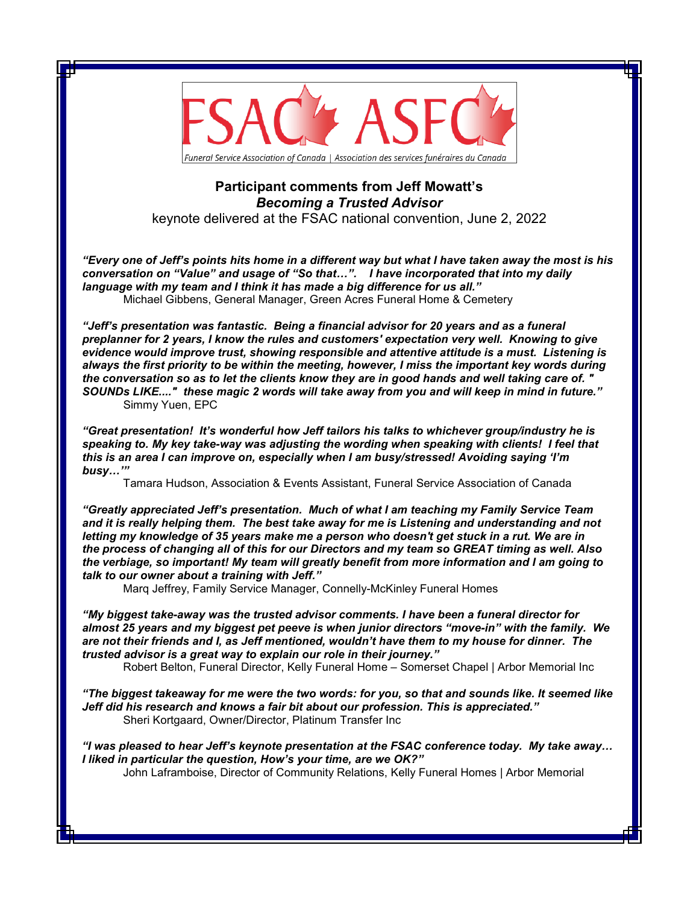FSAC ASFC

*Funeral Service Association of Canada | Association des services funéraires du Canada*

**Participant comments from Jeff Mowatt's**
***Becoming a Trusted Advisor***
keynote delivered at the FSAC national convention, June 2, 2022

***"Every one of Jeff's points hits home in a different way but what I have taken away the most is his conversation on "Value" and usage of "So that…". I have incorporated that into my daily language with my team and I think it has made a big difference for us all."***
Michael Gibbens, General Manager, Green Acres Funeral Home & Cemetery

***"Jeff's presentation was fantastic. Being a financial advisor for 20 years and as a funeral preplanner for 2 years, I know the rules and customers' expectation very well. Knowing to give evidence would improve trust, showing responsible and attentive attitude is a must. Listening is always the first priority to be within the meeting, however, I miss the important key words during the conversation so as to let the clients know they are in good hands and well taking care of. " SOUNDs LIKE...." these magic 2 words will take away from you and will keep in mind in future."***
Simmy Yuen, EPC

***"Great presentation! It's wonderful how Jeff tailors his talks to whichever group/industry he is speaking to. My key take-way was adjusting the wording when speaking with clients! I feel that this is an area I can improve on, especially when I am busy/stressed! Avoiding saying 'I'm busy…'"***
Tamara Hudson, Association & Events Assistant, Funeral Service Association of Canada

***"Greatly appreciated Jeff's presentation. Much of what I am teaching my Family Service Team and it is really helping them. The best take away for me is Listening and understanding and not letting my knowledge of 35 years make me a person who doesn't get stuck in a rut. We are in the process of changing all of this for our Directors and my team so GREAT timing as well. Also the verbiage, so important! My team will greatly benefit from more information and I am going to talk to our owner about a training with Jeff."***
Marq Jeffrey, Family Service Manager, Connelly-McKinley Funeral Homes

***"My biggest take-away was the trusted advisor comments. I have been a funeral director for almost 25 years and my biggest pet peeve is when junior directors "move-in" with the family. We are not their friends and I, as Jeff mentioned, wouldn't have them to my house for dinner. The trusted advisor is a great way to explain our role in their journey."***
Robert Belton, Funeral Director, Kelly Funeral Home – Somerset Chapel | Arbor Memorial Inc

***"The biggest takeaway for me were the two words: for you, so that and sounds like. It seemed like Jeff did his research and knows a fair bit about our profession. This is appreciated."***
Sheri Kortgaard, Owner/Director, Platinum Transfer Inc

***"I was pleased to hear Jeff's keynote presentation at the FSAC conference today. My take away… I liked in particular the question, How's your time, are we OK?"***
John Laframboise, Director of Community Relations, Kelly Funeral Homes | Arbor Memorial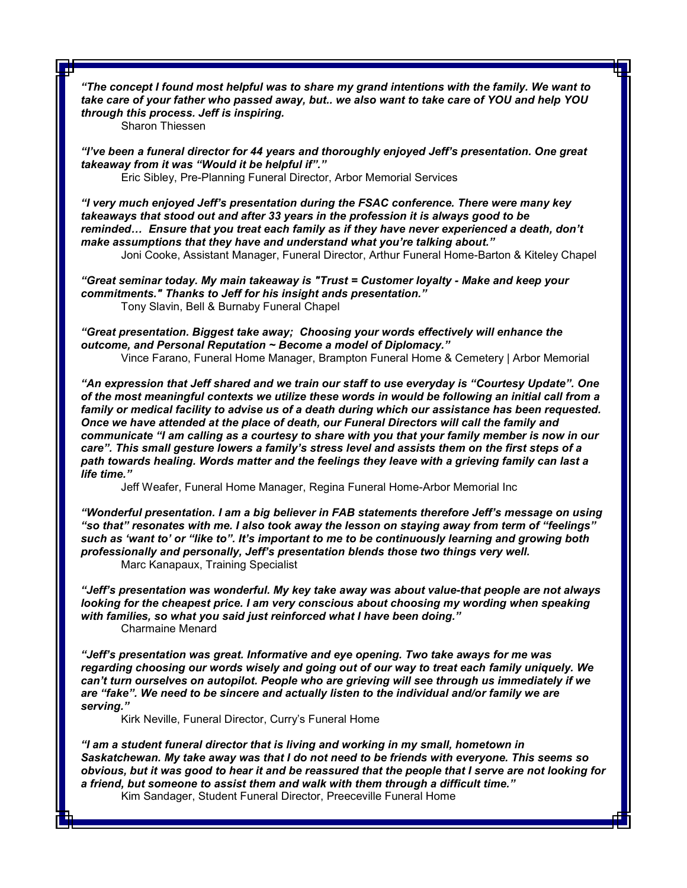***"The concept I found most helpful was to share my grand intentions with the family. We want to take care of your father who passed away, but.. we also want to take care of YOU and help YOU through this process. Jeff is inspiring.***

Sharon Thiessen

***"I've been a funeral director for 44 years and thoroughly enjoyed Jeff's presentation. One great takeaway from it was "Would it be helpful if"."***

Eric Sibley, Pre-Planning Funeral Director, Arbor Memorial Services

***"I very much enjoyed Jeff's presentation during the FSAC conference. There were many key takeaways that stood out and after 33 years in the profession it is always good to be reminded… Ensure that you treat each family as if they have never experienced a death, don't make assumptions that they have and understand what you're talking about."***

Joni Cooke, Assistant Manager, Funeral Director, Arthur Funeral Home-Barton & Kiteley Chapel

***"Great seminar today. My main takeaway is "Trust = Customer loyalty - Make and keep your commitments." Thanks to Jeff for his insight ands presentation."***

Tony Slavin, Bell & Burnaby Funeral Chapel

***"Great presentation. Biggest take away; Choosing your words effectively will enhance the outcome, and Personal Reputation ~ Become a model of Diplomacy."***

Vince Farano, Funeral Home Manager, Brampton Funeral Home & Cemetery | Arbor Memorial

***"An expression that Jeff shared and we train our staff to use everyday is "Courtesy Update". One of the most meaningful contexts we utilize these words in would be following an initial call from a family or medical facility to advise us of a death during which our assistance has been requested. Once we have attended at the place of death, our Funeral Directors will call the family and communicate "I am calling as a courtesy to share with you that your family member is now in our care". This small gesture lowers a family's stress level and assists them on the first steps of a path towards healing. Words matter and the feelings they leave with a grieving family can last a life time."***

Jeff Weafer, Funeral Home Manager, Regina Funeral Home-Arbor Memorial Inc

***"Wonderful presentation. I am a big believer in FAB statements therefore Jeff's message on using "so that" resonates with me. I also took away the lesson on staying away from term of "feelings" such as 'want to' or "like to". It's important to me to be continuously learning and growing both professionally and personally, Jeff's presentation blends those two things very well.***

Marc Kanapaux, Training Specialist

***"Jeff's presentation was wonderful. My key take away was about value-that people are not always looking for the cheapest price. I am very conscious about choosing my wording when speaking with families, so what you said just reinforced what I have been doing."***

Charmaine Menard

***"Jeff's presentation was great. Informative and eye opening. Two take aways for me was regarding choosing our words wisely and going out of our way to treat each family uniquely. We can't turn ourselves on autopilot. People who are grieving will see through us immediately if we are "fake". We need to be sincere and actually listen to the individual and/or family we are serving."***

Kirk Neville, Funeral Director, Curry's Funeral Home

***"I am a student funeral director that is living and working in my small, hometown in Saskatchewan. My take away was that I do not need to be friends with everyone. This seems so obvious, but it was good to hear it and be reassured that the people that I serve are not looking for a friend, but someone to assist them and walk with them through a difficult time."***

Kim Sandager, Student Funeral Director, Preeceville Funeral Home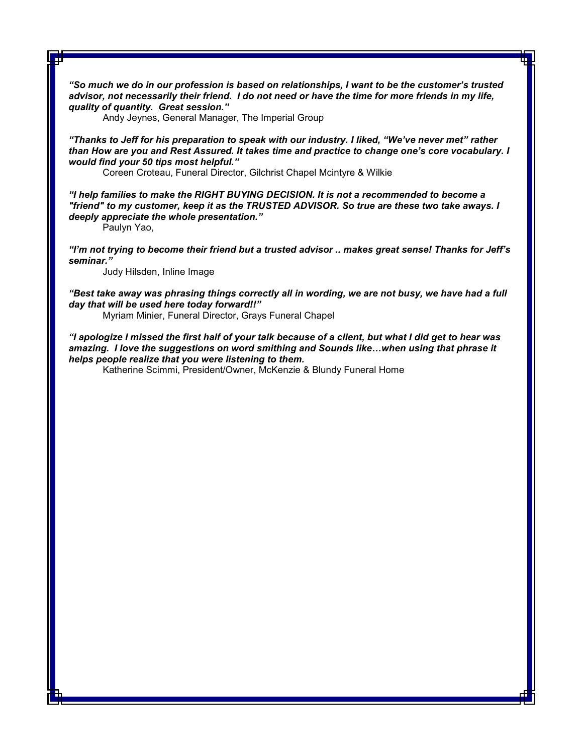***"So much we do in our profession is based on relationships, I want to be the customer's trusted advisor, not necessarily their friend. I do not need or have the time for more friends in my life, quality of quantity. Great session."***

Andy Jeynes, General Manager, The Imperial Group

***"Thanks to Jeff for his preparation to speak with our industry. I liked, "We've never met" rather than How are you and Rest Assured. It takes time and practice to change one's core vocabulary. I would find your 50 tips most helpful."***

Coreen Croteau, Funeral Director, Gilchrist Chapel Mcintyre & Wilkie

***"I help families to make the RIGHT BUYING DECISION. It is not a recommended to become a "friend" to my customer, keep it as the TRUSTED ADVISOR. So true are these two take aways. I deeply appreciate the whole presentation."***

Paulyn Yao,

***"I'm not trying to become their friend but a trusted advisor .. makes great sense! Thanks for Jeff's seminar."***

Judy Hilsden, Inline Image

***"Best take away was phrasing things correctly all in wording, we are not busy, we have had a full day that will be used here today forward!!"***

Myriam Minier, Funeral Director, Grays Funeral Chapel

***"I apologize I missed the first half of your talk because of a client, but what I did get to hear was amazing. I love the suggestions on word smithing and Sounds like…when using that phrase it helps people realize that you were listening to them.***

Katherine Scimmi, President/Owner, McKenzie & Blundy Funeral Home